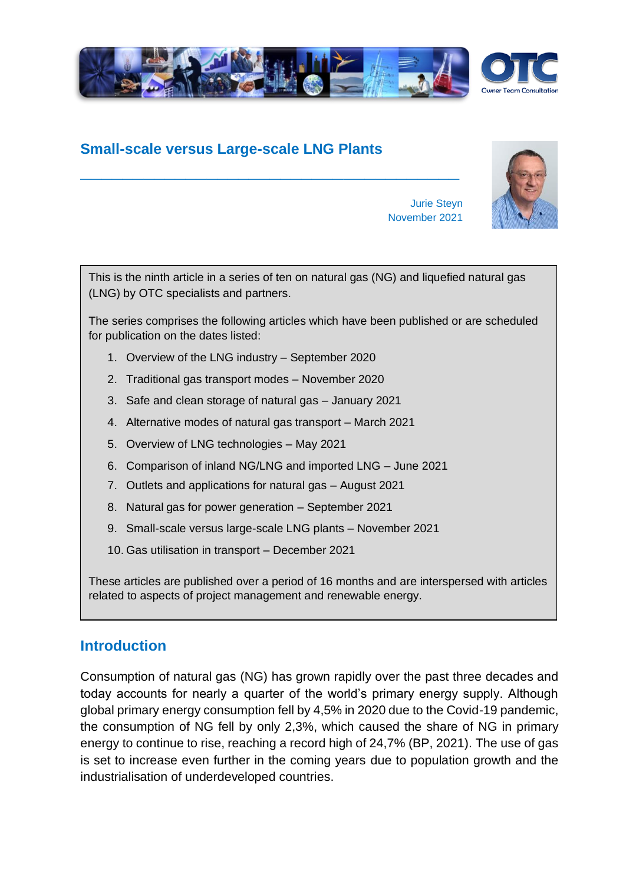# Small-scale versus Large-scale LNG Plants

Jurie Steyn
November 2021

This is the ninth article in a series of ten on natural gas (NG) and liquefied natural gas (LNG) by OTC specialists and partners.

The series comprises the following articles which have been published or are scheduled for publication on the dates listed:

1. Overview of the LNG industry – September 2020
2. Traditional gas transport modes – November 2020
3. Safe and clean storage of natural gas – January 2021
4. Alternative modes of natural gas transport – March 2021
5. Overview of LNG technologies – May 2021
6. Comparison of inland NG/LNG and imported LNG – June 2021
7. Outlets and applications for natural gas – August 2021
8. Natural gas for power generation – September 2021
9. Small-scale versus large-scale LNG plants – November 2021
10. Gas utilisation in transport – December 2021

These articles are published over a period of 16 months and are interspersed with articles related to aspects of project management and renewable energy.

## Introduction

Consumption of natural gas (NG) has grown rapidly over the past three decades and today accounts for nearly a quarter of the world's primary energy supply. Although global primary energy consumption fell by 4,5% in 2020 due to the Covid-19 pandemic, the consumption of NG fell by only 2,3%, which caused the share of NG in primary energy to continue to rise, reaching a record high of 24,7% (BP, 2021). The use of gas is set to increase even further in the coming years due to population growth and the industrialisation of underdeveloped countries.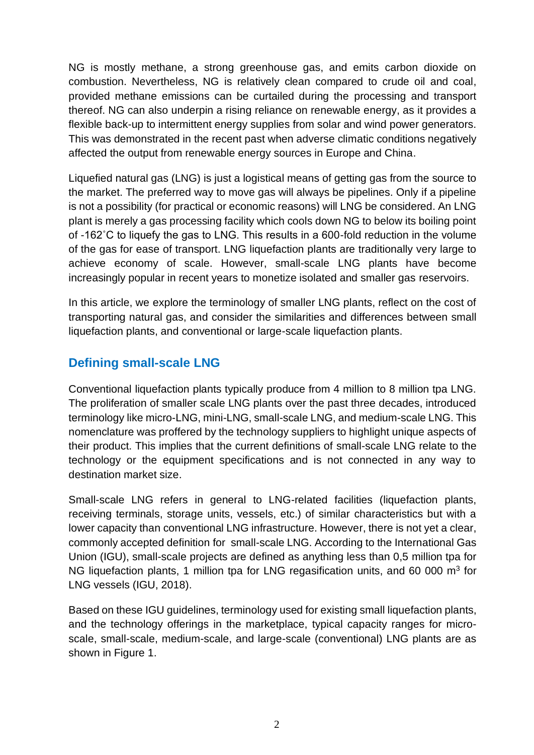NG is mostly methane, a strong greenhouse gas, and emits carbon dioxide on combustion. Nevertheless, NG is relatively clean compared to crude oil and coal, provided methane emissions can be curtailed during the processing and transport thereof. NG can also underpin a rising reliance on renewable energy, as it provides a flexible back-up to intermittent energy supplies from solar and wind power generators. This was demonstrated in the recent past when adverse climatic conditions negatively affected the output from renewable energy sources in Europe and China.

Liquefied natural gas (LNG) is just a logistical means of getting gas from the source to the market. The preferred way to move gas will always be pipelines. Only if a pipeline is not a possibility (for practical or economic reasons) will LNG be considered. An LNG plant is merely a gas processing facility which cools down NG to below its boiling point of -162˚C to liquefy the gas to LNG. This results in a 600-fold reduction in the volume of the gas for ease of transport. LNG liquefaction plants are traditionally very large to achieve economy of scale. However, small-scale LNG plants have become increasingly popular in recent years to monetize isolated and smaller gas reservoirs.

In this article, we explore the terminology of smaller LNG plants, reflect on the cost of transporting natural gas, and consider the similarities and differences between small liquefaction plants, and conventional or large-scale liquefaction plants.

## Defining small-scale LNG

Conventional liquefaction plants typically produce from 4 million to 8 million tpa LNG. The proliferation of smaller scale LNG plants over the past three decades, introduced terminology like micro-LNG, mini-LNG, small-scale LNG, and medium-scale LNG. This nomenclature was proffered by the technology suppliers to highlight unique aspects of their product. This implies that the current definitions of small-scale LNG relate to the technology or the equipment specifications and is not connected in any way to destination market size.

Small-scale LNG refers in general to LNG-related facilities (liquefaction plants, receiving terminals, storage units, vessels, etc.) of similar characteristics but with a lower capacity than conventional LNG infrastructure. However, there is not yet a clear, commonly accepted definition for small-scale LNG. According to the International Gas Union (IGU), small-scale projects are defined as anything less than 0,5 million tpa for NG liquefaction plants, 1 million tpa for LNG regasification units, and 60 000 $m^3$ for LNG vessels (IGU, 2018).

Based on these IGU guidelines, terminology used for existing small liquefaction plants, and the technology offerings in the marketplace, typical capacity ranges for micro-scale, small-scale, medium-scale, and large-scale (conventional) LNG plants are as shown in Figure 1.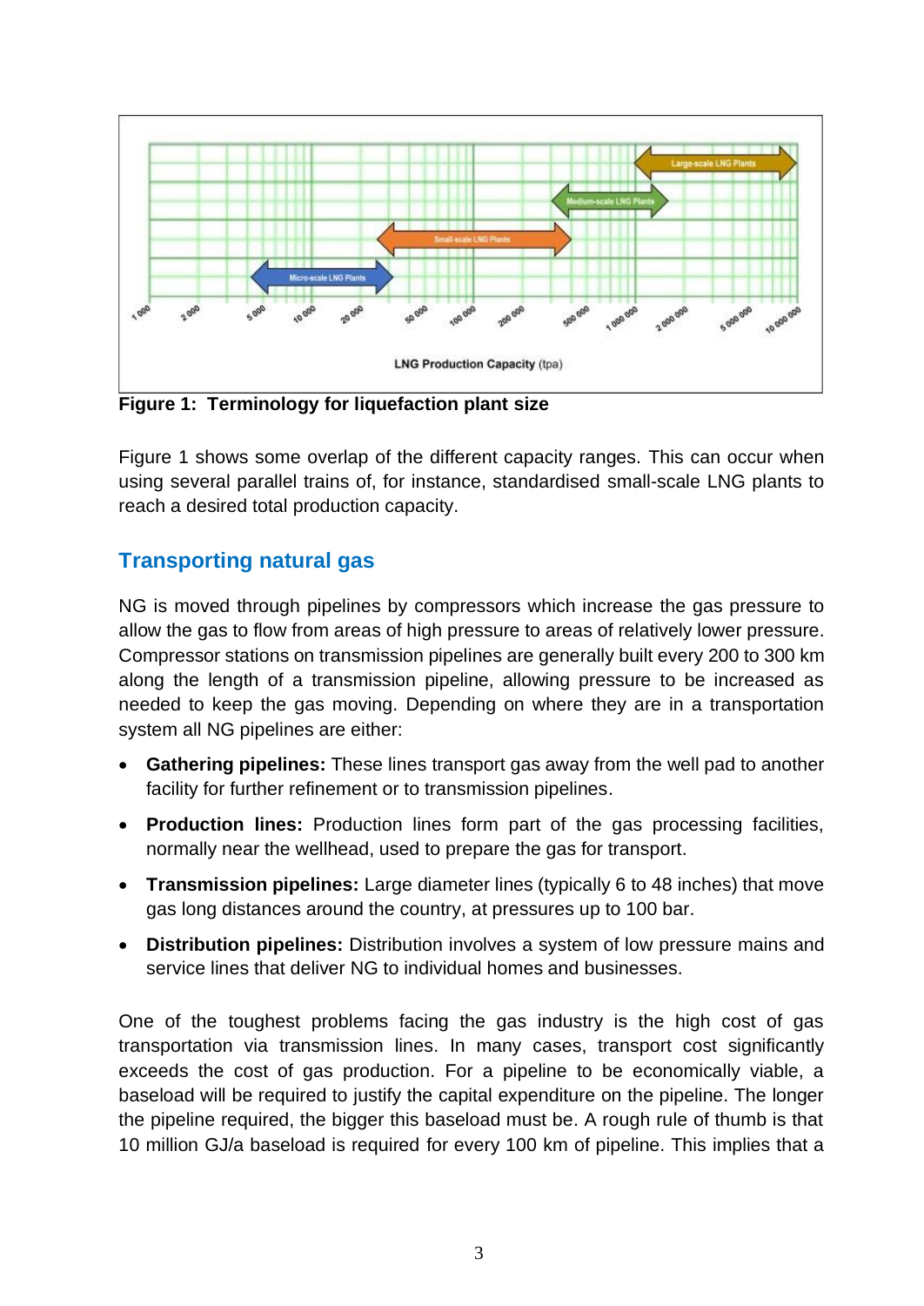Figure 1: Terminology for liquefaction plant size

Figure 1 shows some overlap of the different capacity ranges. This can occur when using several parallel trains of, for instance, standardised small-scale LNG plants to reach a desired total production capacity.

## Transporting natural gas

NG is moved through pipelines by compressors which increase the gas pressure to allow the gas to flow from areas of high pressure to areas of relatively lower pressure. Compressor stations on transmission pipelines are generally built every 200 to 300 km along the length of a transmission pipeline, allowing pressure to be increased as needed to keep the gas moving. Depending on where they are in a transportation system all NG pipelines are either:

- **Gathering pipelines:** These lines transport gas away from the well pad to another facility for further refinement or to transmission pipelines.
- **Production lines:** Production lines form part of the gas processing facilities, normally near the wellhead, used to prepare the gas for transport.
- **Transmission pipelines:** Large diameter lines (typically 6 to 48 inches) that move gas long distances around the country, at pressures up to 100 bar.
- **Distribution pipelines:** Distribution involves a system of low pressure mains and service lines that deliver NG to individual homes and businesses.

One of the toughest problems facing the gas industry is the high cost of gas transportation via transmission lines. In many cases, transport cost significantly exceeds the cost of gas production. For a pipeline to be economically viable, a baseload will be required to justify the capital expenditure on the pipeline. The longer the pipeline required, the bigger this baseload must be. A rough rule of thumb is that 10 million GJ/a baseload is required for every 100 km of pipeline. This implies that a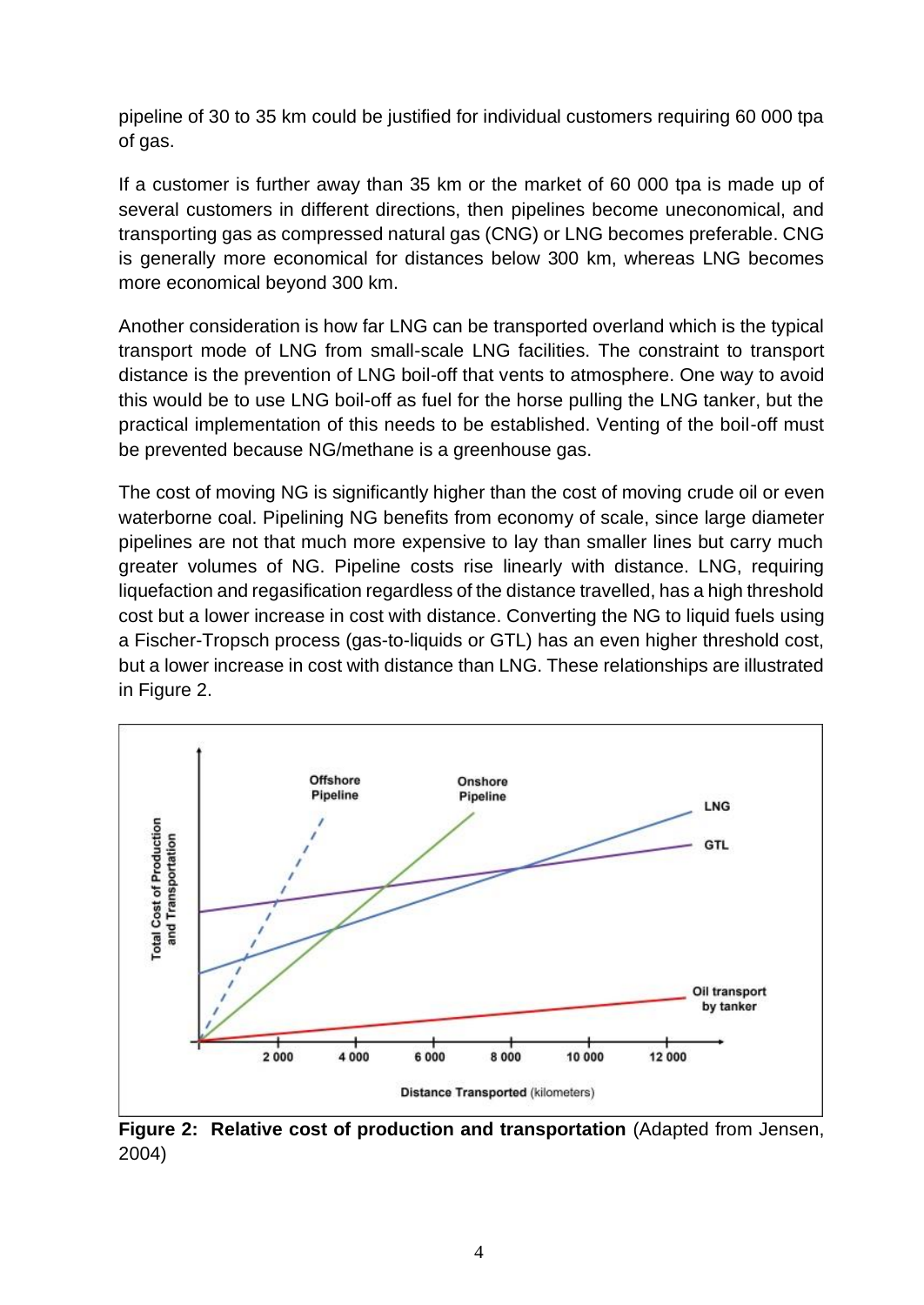pipeline of 30 to 35 km could be justified for individual customers requiring 60 000 tpa of gas.

If a customer is further away than 35 km or the market of 60 000 tpa is made up of several customers in different directions, then pipelines become uneconomical, and transporting gas as compressed natural gas (CNG) or LNG becomes preferable. CNG is generally more economical for distances below 300 km, whereas LNG becomes more economical beyond 300 km.

Another consideration is how far LNG can be transported overland which is the typical transport mode of LNG from small-scale LNG facilities. The constraint to transport distance is the prevention of LNG boil-off that vents to atmosphere. One way to avoid this would be to use LNG boil-off as fuel for the horse pulling the LNG tanker, but the practical implementation of this needs to be established. Venting of the boil-off must be prevented because NG/methane is a greenhouse gas.

The cost of moving NG is significantly higher than the cost of moving crude oil or even waterborne coal. Pipelining NG benefits from economy of scale, since large diameter pipelines are not that much more expensive to lay than smaller lines but carry much greater volumes of NG. Pipeline costs rise linearly with distance. LNG, requiring liquefaction and regasification regardless of the distance travelled, has a high threshold cost but a lower increase in cost with distance. Converting the NG to liquid fuels using a Fischer-Tropsch process (gas-to-liquids or GTL) has an even higher threshold cost, but a lower increase in cost with distance than LNG. These relationships are illustrated in Figure 2.

**Figure 2: Relative cost of production and transportation** (Adapted from Jensen, 2004)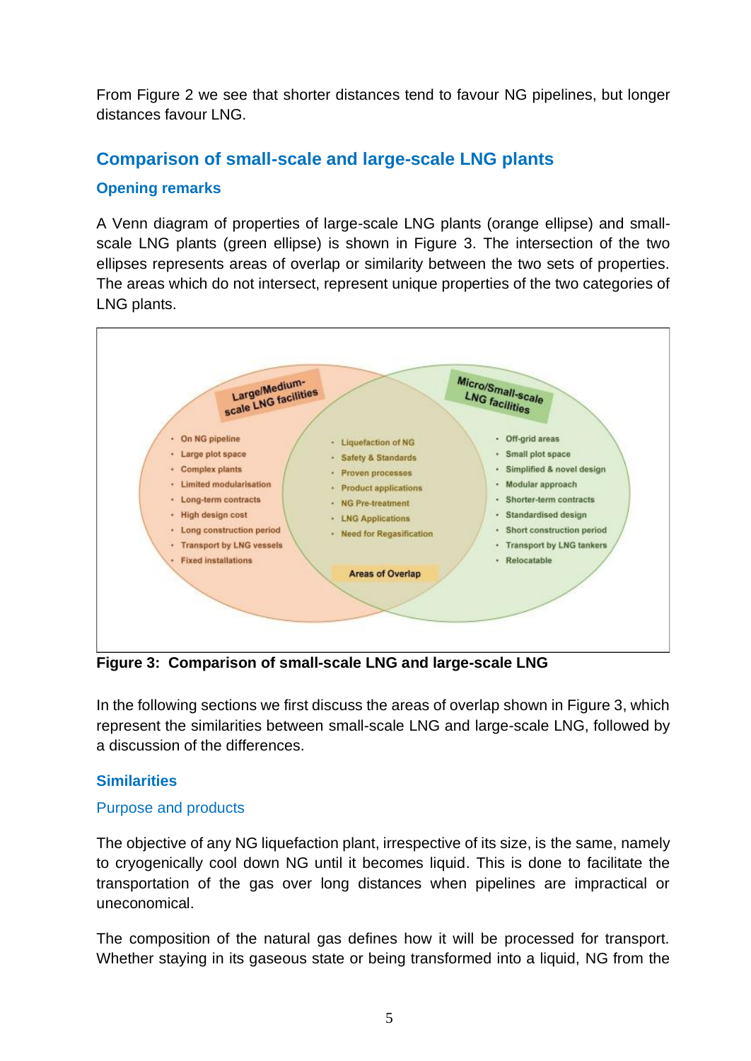From Figure 2 we see that shorter distances tend to favour NG pipelines, but longer distances favour LNG.

## Comparison of small-scale and large-scale LNG plants

### Opening remarks

A Venn diagram of properties of large-scale LNG plants (orange ellipse) and small-scale LNG plants (green ellipse) is shown in Figure 3. The intersection of the two ellipses represents areas of overlap or similarity between the two sets of properties. The areas which do not intersect, represent unique properties of the two categories of LNG plants.

**Large/Medium-scale LNG facilities**

- On NG pipeline
- Large plot space
- Complex plants
- Limited modularisation
- Long-term contracts
- High design cost
- Long construction period
- Transport by LNG vessels
- Fixed installations

**Areas of Overlap**

- Liquefaction of NG
- Safety & Standards
- Proven processes
- Product applications
- NG Pre-treatment
- LNG Applications
- Need for Regasification

**Micro/Small-scale LNG facilities**

- Off-grid areas
- Small plot space
- Simplified & novel design
- Modular approach
- Shorter-term contracts
- Standardised design
- Short construction period
- Transport by LNG tankers
- Relocatable

**Figure 3: Comparison of small-scale LNG and large-scale LNG**

In the following sections we first discuss the areas of overlap shown in Figure 3, which represent the similarities between small-scale LNG and large-scale LNG, followed by a discussion of the differences.

### Similarities

#### Purpose and products

The objective of any NG liquefaction plant, irrespective of its size, is the same, namely to cryogenically cool down NG until it becomes liquid. This is done to facilitate the transportation of the gas over long distances when pipelines are impractical or uneconomical.

The composition of the natural gas defines how it will be processed for transport. Whether staying in its gaseous state or being transformed into a liquid, NG from the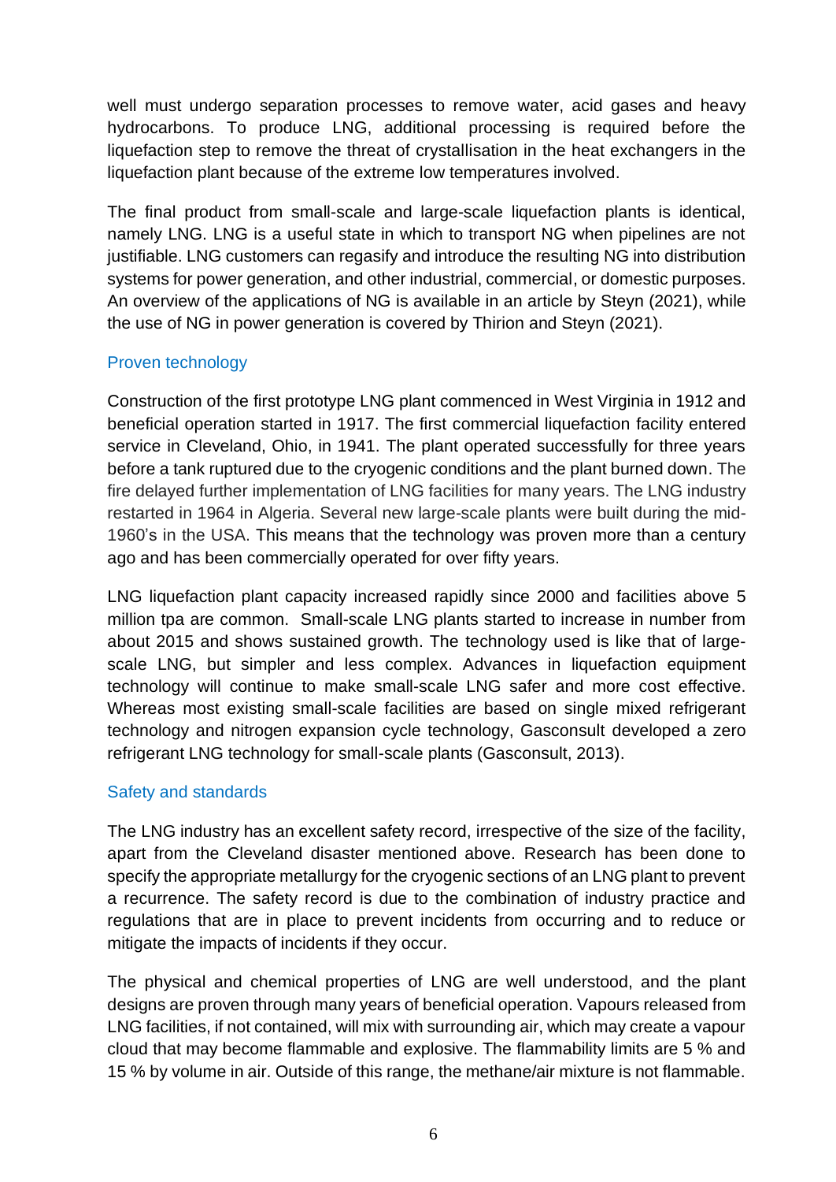well must undergo separation processes to remove water, acid gases and heavy hydrocarbons. To produce LNG, additional processing is required before the liquefaction step to remove the threat of crystallisation in the heat exchangers in the liquefaction plant because of the extreme low temperatures involved.

The final product from small-scale and large-scale liquefaction plants is identical, namely LNG. LNG is a useful state in which to transport NG when pipelines are not justifiable. LNG customers can regasify and introduce the resulting NG into distribution systems for power generation, and other industrial, commercial, or domestic purposes. An overview of the applications of NG is available in an article by Steyn (2021), while the use of NG in power generation is covered by Thirion and Steyn (2021).

## Proven technology

Construction of the first prototype LNG plant commenced in West Virginia in 1912 and beneficial operation started in 1917. The first commercial liquefaction facility entered service in Cleveland, Ohio, in 1941. The plant operated successfully for three years before a tank ruptured due to the cryogenic conditions and the plant burned down. The fire delayed further implementation of LNG facilities for many years. The LNG industry restarted in 1964 in Algeria. Several new large-scale plants were built during the mid-1960's in the USA. This means that the technology was proven more than a century ago and has been commercially operated for over fifty years.

LNG liquefaction plant capacity increased rapidly since 2000 and facilities above 5 million tpa are common. Small-scale LNG plants started to increase in number from about 2015 and shows sustained growth. The technology used is like that of large-scale LNG, but simpler and less complex. Advances in liquefaction equipment technology will continue to make small-scale LNG safer and more cost effective. Whereas most existing small-scale facilities are based on single mixed refrigerant technology and nitrogen expansion cycle technology, Gasconsult developed a zero refrigerant LNG technology for small-scale plants (Gasconsult, 2013).

## Safety and standards

The LNG industry has an excellent safety record, irrespective of the size of the facility, apart from the Cleveland disaster mentioned above. Research has been done to specify the appropriate metallurgy for the cryogenic sections of an LNG plant to prevent a recurrence. The safety record is due to the combination of industry practice and regulations that are in place to prevent incidents from occurring and to reduce or mitigate the impacts of incidents if they occur.

The physical and chemical properties of LNG are well understood, and the plant designs are proven through many years of beneficial operation. Vapours released from LNG facilities, if not contained, will mix with surrounding air, which may create a vapour cloud that may become flammable and explosive. The flammability limits are 5 % and 15 % by volume in air. Outside of this range, the methane/air mixture is not flammable.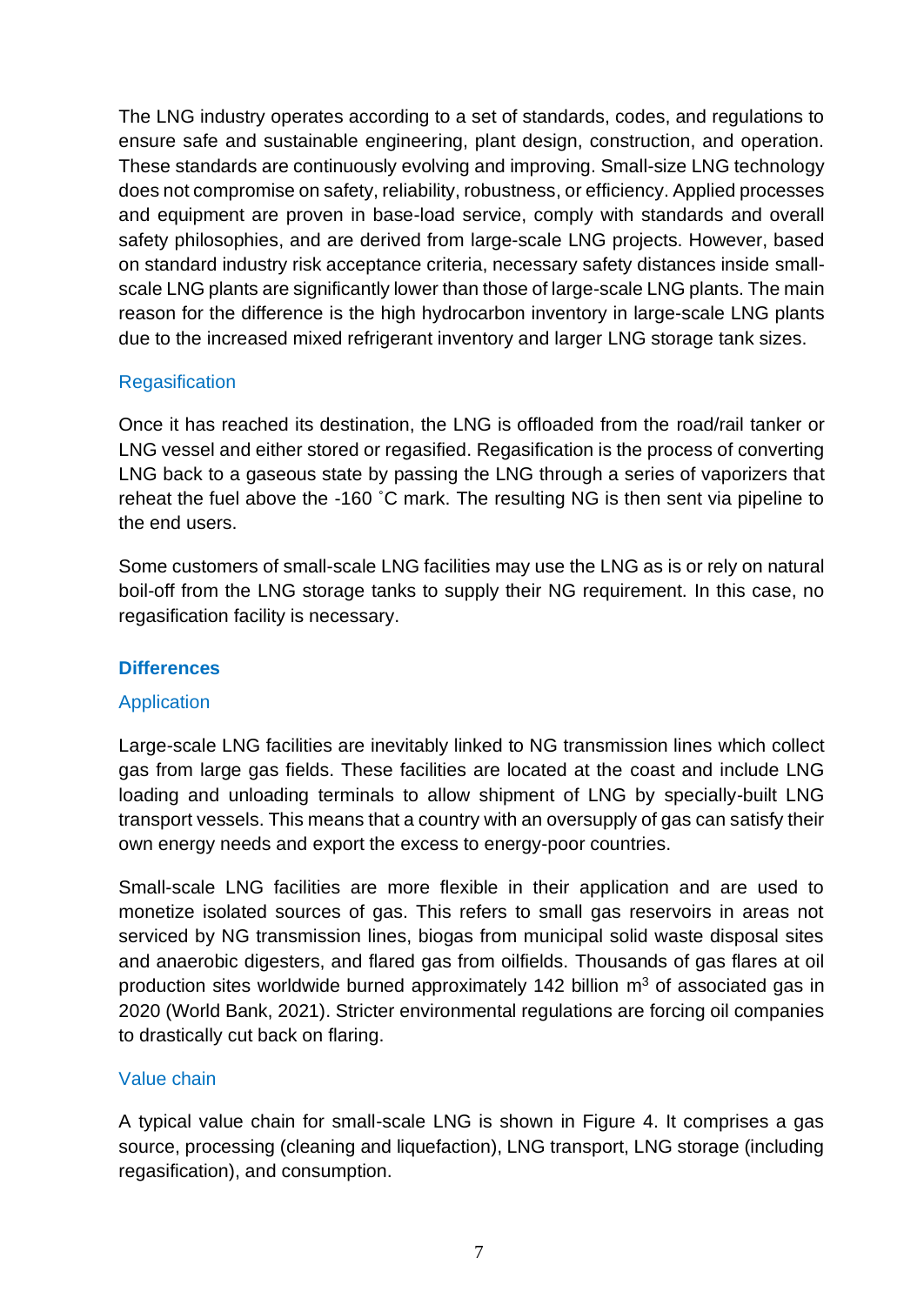The LNG industry operates according to a set of standards, codes, and regulations to ensure safe and sustainable engineering, plant design, construction, and operation. These standards are continuously evolving and improving. Small-size LNG technology does not compromise on safety, reliability, robustness, or efficiency. Applied processes and equipment are proven in base-load service, comply with standards and overall safety philosophies, and are derived from large-scale LNG projects. However, based on standard industry risk acceptance criteria, necessary safety distances inside small-scale LNG plants are significantly lower than those of large-scale LNG plants. The main reason for the difference is the high hydrocarbon inventory in large-scale LNG plants due to the increased mixed refrigerant inventory and larger LNG storage tank sizes.

### Regasification

Once it has reached its destination, the LNG is offloaded from the road/rail tanker or LNG vessel and either stored or regasified. Regasification is the process of converting LNG back to a gaseous state by passing the LNG through a series of vaporizers that reheat the fuel above the -160 ˚C mark. The resulting NG is then sent via pipeline to the end users.

Some customers of small-scale LNG facilities may use the LNG as is or rely on natural boil-off from the LNG storage tanks to supply their NG requirement. In this case, no regasification facility is necessary.

## Differences

### Application

Large-scale LNG facilities are inevitably linked to NG transmission lines which collect gas from large gas fields. These facilities are located at the coast and include LNG loading and unloading terminals to allow shipment of LNG by specially-built LNG transport vessels. This means that a country with an oversupply of gas can satisfy their own energy needs and export the excess to energy-poor countries.

Small-scale LNG facilities are more flexible in their application and are used to monetize isolated sources of gas. This refers to small gas reservoirs in areas not serviced by NG transmission lines, biogas from municipal solid waste disposal sites and anaerobic digesters, and flared gas from oilfields. Thousands of gas flares at oil production sites worldwide burned approximately 142 billion $m^3$ of associated gas in 2020 (World Bank, 2021). Stricter environmental regulations are forcing oil companies to drastically cut back on flaring.

### Value chain

A typical value chain for small-scale LNG is shown in Figure 4. It comprises a gas source, processing (cleaning and liquefaction), LNG transport, LNG storage (including regasification), and consumption.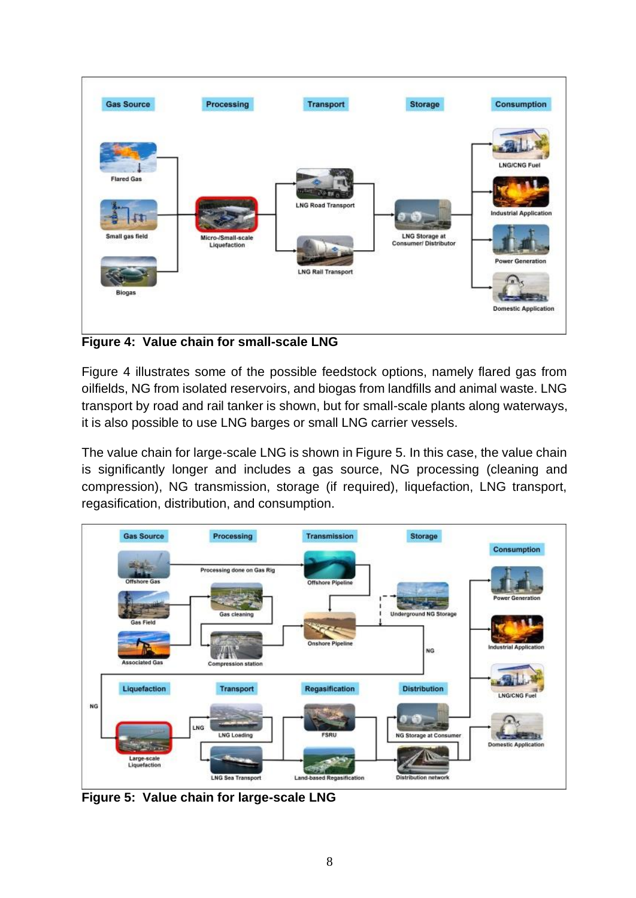**Figure 4: Value chain for small-scale LNG**

Figure 4 illustrates some of the possible feedstock options, namely flared gas from oilfields, NG from isolated reservoirs, and biogas from landfills and animal waste. LNG transport by road and rail tanker is shown, but for small-scale plants along waterways, it is also possible to use LNG barges or small LNG carrier vessels.

The value chain for large-scale LNG is shown in Figure 5. In this case, the value chain is significantly longer and includes a gas source, NG processing (cleaning and compression), NG transmission, storage (if required), liquefaction, LNG transport, regasification, distribution, and consumption.

**Figure 5: Value chain for large-scale LNG**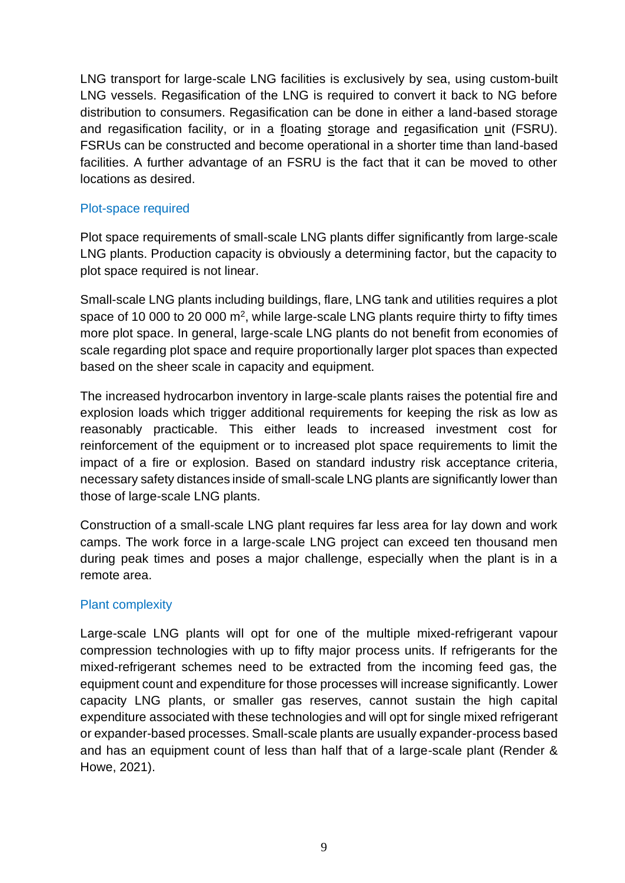LNG transport for large-scale LNG facilities is exclusively by sea, using custom-built LNG vessels. Regasification of the LNG is required to convert it back to NG before distribution to consumers. Regasification can be done in either a land-based storage and regasification facility, or in a floating storage and regasification unit (FSRU). FSRUs can be constructed and become operational in a shorter time than land-based facilities. A further advantage of an FSRU is the fact that it can be moved to other locations as desired.

### Plot-space required

Plot space requirements of small-scale LNG plants differ significantly from large-scale LNG plants. Production capacity is obviously a determining factor, but the capacity to plot space required is not linear.

Small-scale LNG plants including buildings, flare, LNG tank and utilities requires a plot space of 10 000 to 20 000 m$^2$, while large-scale LNG plants require thirty to fifty times more plot space. In general, large-scale LNG plants do not benefit from economies of scale regarding plot space and require proportionally larger plot spaces than expected based on the sheer scale in capacity and equipment.

The increased hydrocarbon inventory in large-scale plants raises the potential fire and explosion loads which trigger additional requirements for keeping the risk as low as reasonably practicable. This either leads to increased investment cost for reinforcement of the equipment or to increased plot space requirements to limit the impact of a fire or explosion. Based on standard industry risk acceptance criteria, necessary safety distances inside of small-scale LNG plants are significantly lower than those of large-scale LNG plants.

Construction of a small-scale LNG plant requires far less area for lay down and work camps. The work force in a large-scale LNG project can exceed ten thousand men during peak times and poses a major challenge, especially when the plant is in a remote area.

### Plant complexity

Large-scale LNG plants will opt for one of the multiple mixed-refrigerant vapour compression technologies with up to fifty major process units. If refrigerants for the mixed-refrigerant schemes need to be extracted from the incoming feed gas, the equipment count and expenditure for those processes will increase significantly. Lower capacity LNG plants, or smaller gas reserves, cannot sustain the high capital expenditure associated with these technologies and will opt for single mixed refrigerant or expander-based processes. Small-scale plants are usually expander-process based and has an equipment count of less than half that of a large-scale plant (Render & Howe, 2021).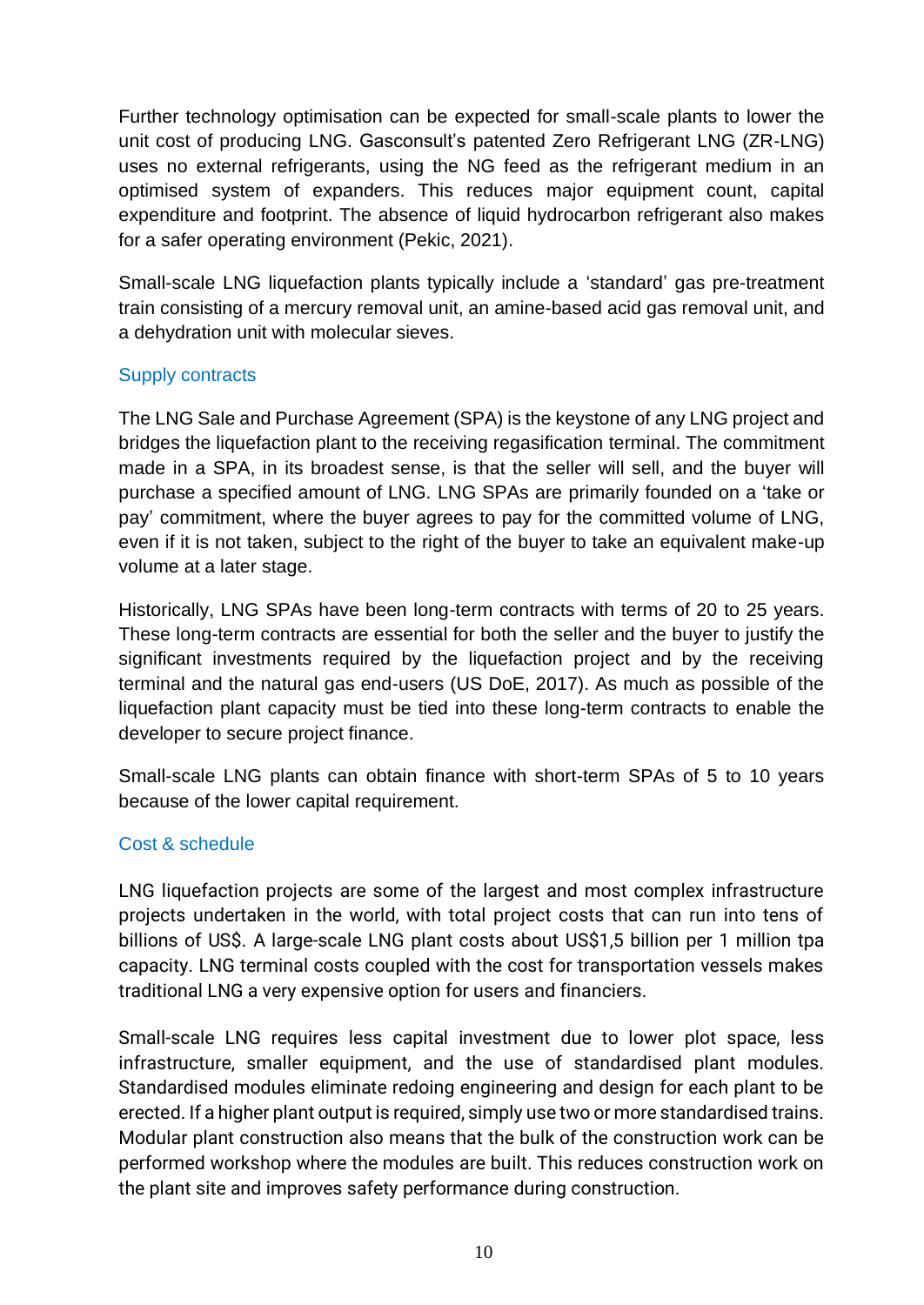Further technology optimisation can be expected for small-scale plants to lower the unit cost of producing LNG. Gasconsult's patented Zero Refrigerant LNG (ZR-LNG) uses no external refrigerants, using the NG feed as the refrigerant medium in an optimised system of expanders. This reduces major equipment count, capital expenditure and footprint. The absence of liquid hydrocarbon refrigerant also makes for a safer operating environment (Pekic, 2021).

Small-scale LNG liquefaction plants typically include a 'standard' gas pre-treatment train consisting of a mercury removal unit, an amine-based acid gas removal unit, and a dehydration unit with molecular sieves.

### Supply contracts

The LNG Sale and Purchase Agreement (SPA) is the keystone of any LNG project and bridges the liquefaction plant to the receiving regasification terminal. The commitment made in a SPA, in its broadest sense, is that the seller will sell, and the buyer will purchase a specified amount of LNG. LNG SPAs are primarily founded on a 'take or pay' commitment, where the buyer agrees to pay for the committed volume of LNG, even if it is not taken, subject to the right of the buyer to take an equivalent make-up volume at a later stage.

Historically, LNG SPAs have been long-term contracts with terms of 20 to 25 years. These long-term contracts are essential for both the seller and the buyer to justify the significant investments required by the liquefaction project and by the receiving terminal and the natural gas end-users (US DoE, 2017). As much as possible of the liquefaction plant capacity must be tied into these long-term contracts to enable the developer to secure project finance.

Small-scale LNG plants can obtain finance with short-term SPAs of 5 to 10 years because of the lower capital requirement.

### Cost & schedule

LNG liquefaction projects are some of the largest and most complex infrastructure projects undertaken in the world, with total project costs that can run into tens of billions of US$. A large-scale LNG plant costs about US$1,5 billion per 1 million tpa capacity. LNG terminal costs coupled with the cost for transportation vessels makes traditional LNG a very expensive option for users and financiers.

Small-scale LNG requires less capital investment due to lower plot space, less infrastructure, smaller equipment, and the use of standardised plant modules. Standardised modules eliminate redoing engineering and design for each plant to be erected. If a higher plant output is required, simply use two or more standardised trains. Modular plant construction also means that the bulk of the construction work can be performed workshop where the modules are built. This reduces construction work on the plant site and improves safety performance during construction.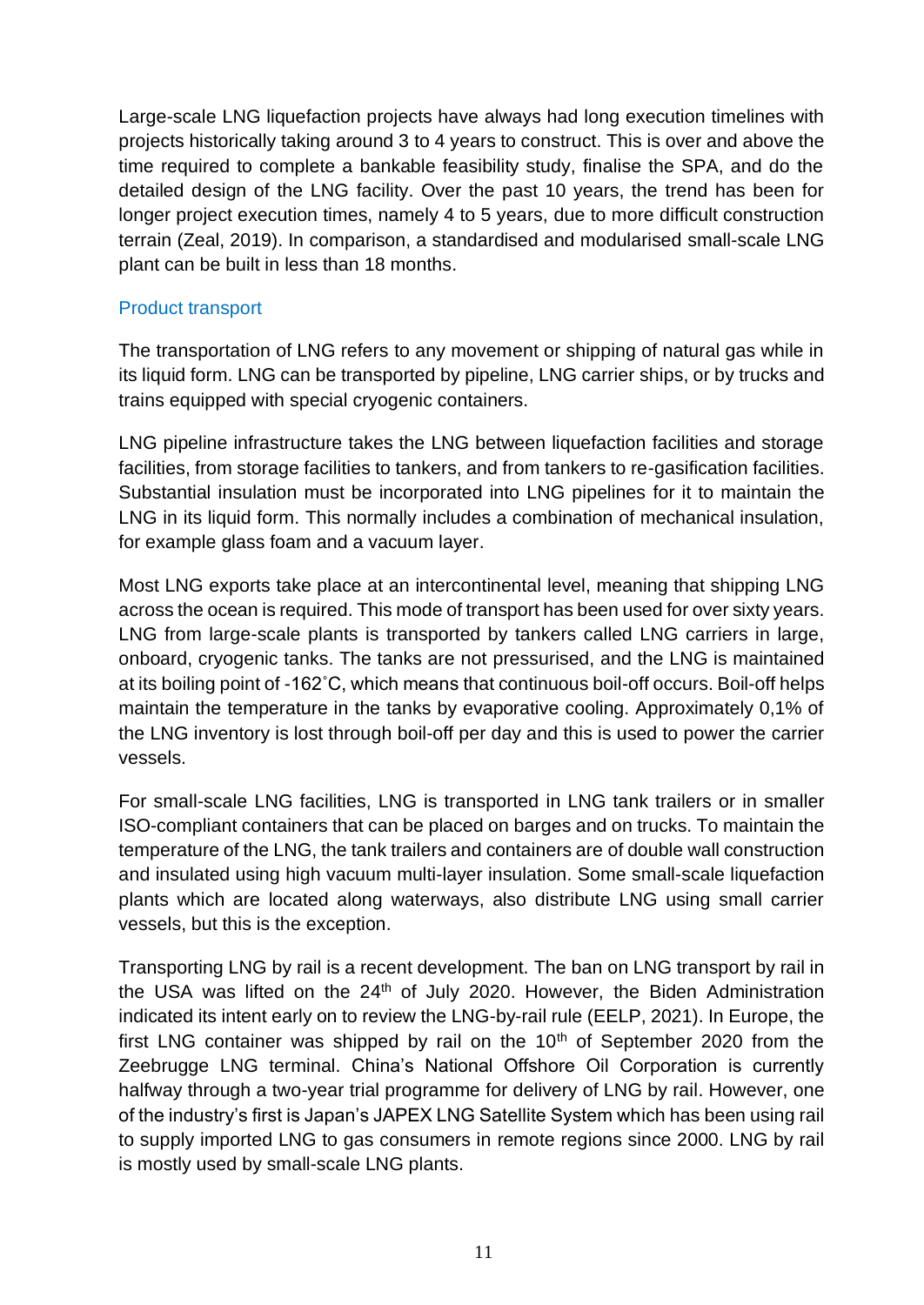Large-scale LNG liquefaction projects have always had long execution timelines with projects historically taking around 3 to 4 years to construct. This is over and above the time required to complete a bankable feasibility study, finalise the SPA, and do the detailed design of the LNG facility. Over the past 10 years, the trend has been for longer project execution times, namely 4 to 5 years, due to more difficult construction terrain (Zeal, 2019). In comparison, a standardised and modularised small-scale LNG plant can be built in less than 18 months.

### Product transport

The transportation of LNG refers to any movement or shipping of natural gas while in its liquid form. LNG can be transported by pipeline, LNG carrier ships, or by trucks and trains equipped with special cryogenic containers.

LNG pipeline infrastructure takes the LNG between liquefaction facilities and storage facilities, from storage facilities to tankers, and from tankers to re-gasification facilities. Substantial insulation must be incorporated into LNG pipelines for it to maintain the LNG in its liquid form. This normally includes a combination of mechanical insulation, for example glass foam and a vacuum layer.

Most LNG exports take place at an intercontinental level, meaning that shipping LNG across the ocean is required. This mode of transport has been used for over sixty years. LNG from large-scale plants is transported by tankers called LNG carriers in large, onboard, cryogenic tanks. The tanks are not pressurised, and the LNG is maintained at its boiling point of -162˚C, which means that continuous boil-off occurs. Boil-off helps maintain the temperature in the tanks by evaporative cooling. Approximately 0,1% of the LNG inventory is lost through boil-off per day and this is used to power the carrier vessels.

For small-scale LNG facilities, LNG is transported in LNG tank trailers or in smaller ISO-compliant containers that can be placed on barges and on trucks. To maintain the temperature of the LNG, the tank trailers and containers are of double wall construction and insulated using high vacuum multi-layer insulation. Some small-scale liquefaction plants which are located along waterways, also distribute LNG using small carrier vessels, but this is the exception.

Transporting LNG by rail is a recent development. The ban on LNG transport by rail in the USA was lifted on the 24th of July 2020. However, the Biden Administration indicated its intent early on to review the LNG-by-rail rule (EELP, 2021). In Europe, the first LNG container was shipped by rail on the 10th of September 2020 from the Zeebrugge LNG terminal. China's National Offshore Oil Corporation is currently halfway through a two-year trial programme for delivery of LNG by rail. However, one of the industry's first is Japan's JAPEX LNG Satellite System which has been using rail to supply imported LNG to gas consumers in remote regions since 2000. LNG by rail is mostly used by small-scale LNG plants.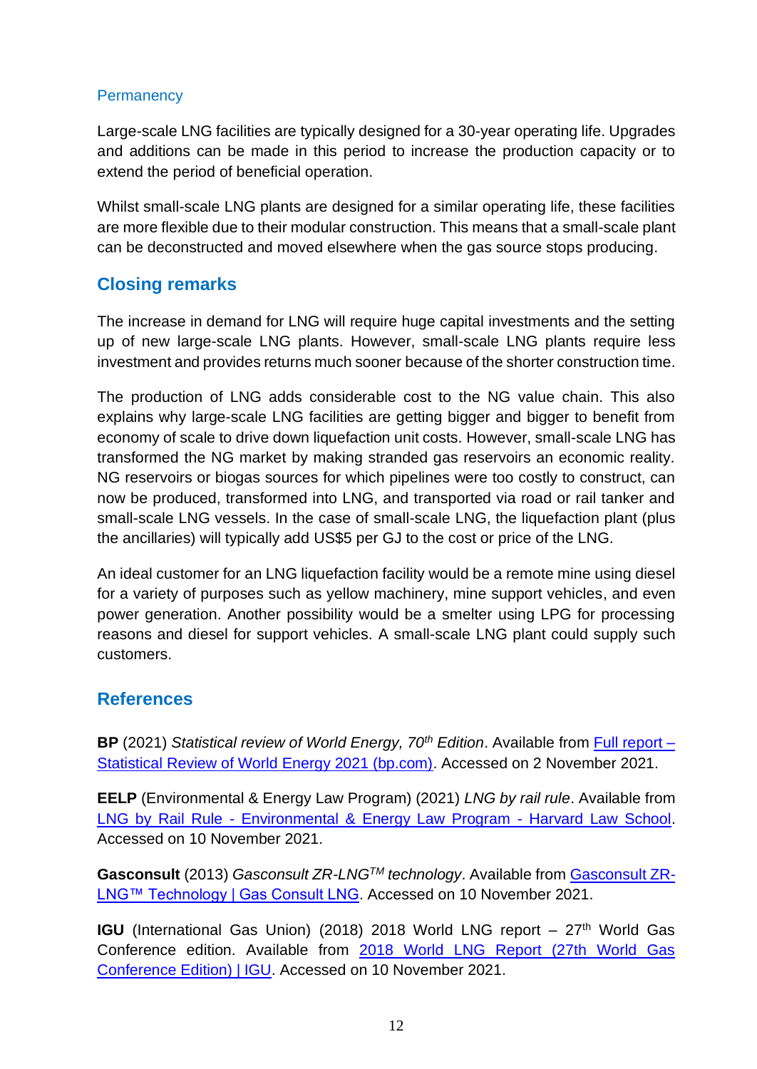### Permanency

Large-scale LNG facilities are typically designed for a 30-year operating life. Upgrades and additions can be made in this period to increase the production capacity or to extend the period of beneficial operation.

Whilst small-scale LNG plants are designed for a similar operating life, these facilities are more flexible due to their modular construction. This means that a small-scale plant can be deconstructed and moved elsewhere when the gas source stops producing.

## Closing remarks

The increase in demand for LNG will require huge capital investments and the setting up of new large-scale LNG plants. However, small-scale LNG plants require less investment and provides returns much sooner because of the shorter construction time.

The production of LNG adds considerable cost to the NG value chain. This also explains why large-scale LNG facilities are getting bigger and bigger to benefit from economy of scale to drive down liquefaction unit costs. However, small-scale LNG has transformed the NG market by making stranded gas reservoirs an economic reality. NG reservoirs or biogas sources for which pipelines were too costly to construct, can now be produced, transformed into LNG, and transported via road or rail tanker and small-scale LNG vessels. In the case of small-scale LNG, the liquefaction plant (plus the ancillaries) will typically add US$5 per GJ to the cost or price of the LNG.

An ideal customer for an LNG liquefaction facility would be a remote mine using diesel for a variety of purposes such as yellow machinery, mine support vehicles, and even power generation. Another possibility would be a smelter using LPG for processing reasons and diesel for support vehicles. A small-scale LNG plant could supply such customers.

## References

**BP** (2021) *Statistical review of World Energy, 70th Edition*. Available from Full report – Statistical Review of World Energy 2021 (bp.com). Accessed on 2 November 2021.

**EELP** (Environmental & Energy Law Program) (2021) *LNG by rail rule*. Available from LNG by Rail Rule - Environmental & Energy Law Program - Harvard Law School. Accessed on 10 November 2021.

**Gasconsult** (2013) *Gasconsult ZR-LNG™ technology*. Available from Gasconsult ZR-LNG™ Technology | Gas Consult LNG. Accessed on 10 November 2021.

**IGU** (International Gas Union) (2018) 2018 World LNG report – 27th World Gas Conference edition. Available from 2018 World LNG Report (27th World Gas Conference Edition) | IGU. Accessed on 10 November 2021.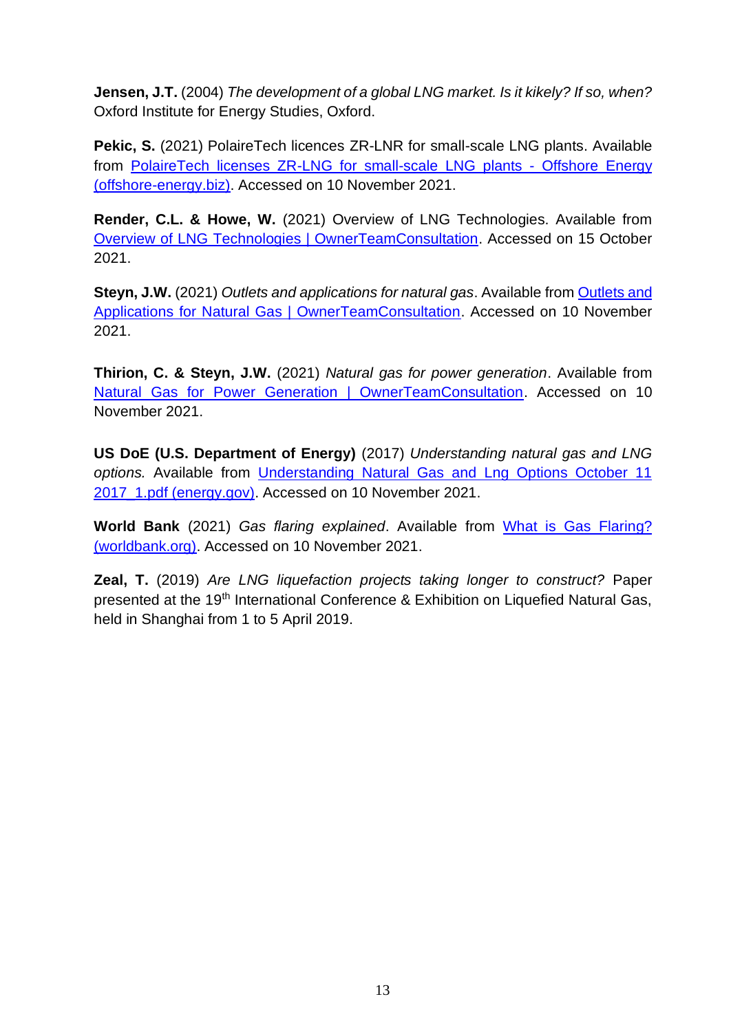**Jensen, J.T.** (2004) *The development of a global LNG market. Is it kikely? If so, when?* Oxford Institute for Energy Studies, Oxford.

**Pekic, S.** (2021) PolaireTech licences ZR-LNR for small-scale LNG plants. Available from [PolaireTech licenses ZR-LNG for small-scale LNG plants - Offshore Energy (offshore-energy.biz)](). Accessed on 10 November 2021.

**Render, C.L. & Howe, W.** (2021) Overview of LNG Technologies. Available from [Overview of LNG Technologies | OwnerTeamConsultation](). Accessed on 15 October 2021.

**Steyn, J.W.** (2021) *Outlets and applications for natural gas*. Available from [Outlets and Applications for Natural Gas | OwnerTeamConsultation](). Accessed on 10 November 2021.

**Thirion, C. & Steyn, J.W.** (2021) *Natural gas for power generation*. Available from [Natural Gas for Power Generation | OwnerTeamConsultation](). Accessed on 10 November 2021.

**US DoE (U.S. Department of Energy)** (2017) *Understanding natural gas and LNG options.* Available from [Understanding Natural Gas and Lng Options October 11 2017_1.pdf (energy.gov)](). Accessed on 10 November 2021.

**World Bank** (2021) *Gas flaring explained*. Available from [What is Gas Flaring? (worldbank.org)](). Accessed on 10 November 2021.

**Zeal, T.** (2019) *Are LNG liquefaction projects taking longer to construct?* Paper presented at the 19th International Conference & Exhibition on Liquefied Natural Gas, held in Shanghai from 1 to 5 April 2019.